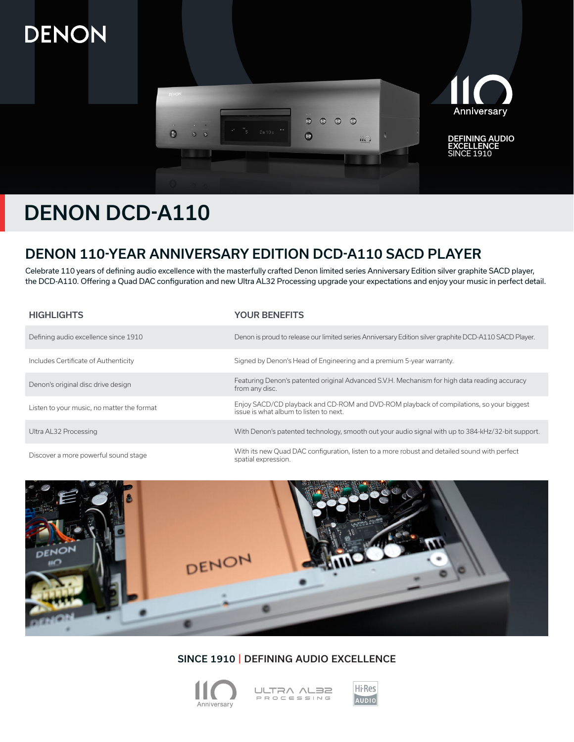DENON

110 Anniversary

DEFINING AUDIO EXCELLENCE SINCE 1910

# DENON DCD-A110

## DENON 110-YEAR ANNIVERSARY EDITION DCD-A110 SACD PLAYER

Celebrate 110 years of defining audio excellence with the masterfully crafted Denon limited series Anniversary Edition silver graphite SACD player, the DCD-A110. Offering a Quad DAC configuration and new Ultra AL32 Processing upgrade your expectations and enjoy your music in perfect detail.

| HIGHLIGHTS | YOUR BENEFITS |
| --- | --- |
| Defining audio excellence since 1910 | Denon is proud to release our limited series Anniversary Edition silver graphite DCD-A110 SACD Player. |
| Includes Certificate of Authenticity | Signed by Denon's Head of Engineering and a premium 5-year warranty. |
| Denon's original disc drive design | Featuring Denon's patented original Advanced S.V.H. Mechanism for high data reading accuracy from any disc. |
| Listen to your music, no matter the format | Enjoy SACD/CD playback and CD-ROM and DVD-ROM playback of compilations, so your biggest issue is what album to listen to next. |
| Ultra AL32 Processing | With Denon's patented technology, smooth out your audio signal with up to 384-kHz/32-bit support. |
| Discover a more powerful sound stage | With its new Quad DAC configuration, listen to a more robust and detailed sound with perfect spatial expression. |

**SINCE 1910 | DEFINING AUDIO EXCELLENCE**

110 Anniversary · ULTRA AL32 PROCESSING · Hi-Res AUDIO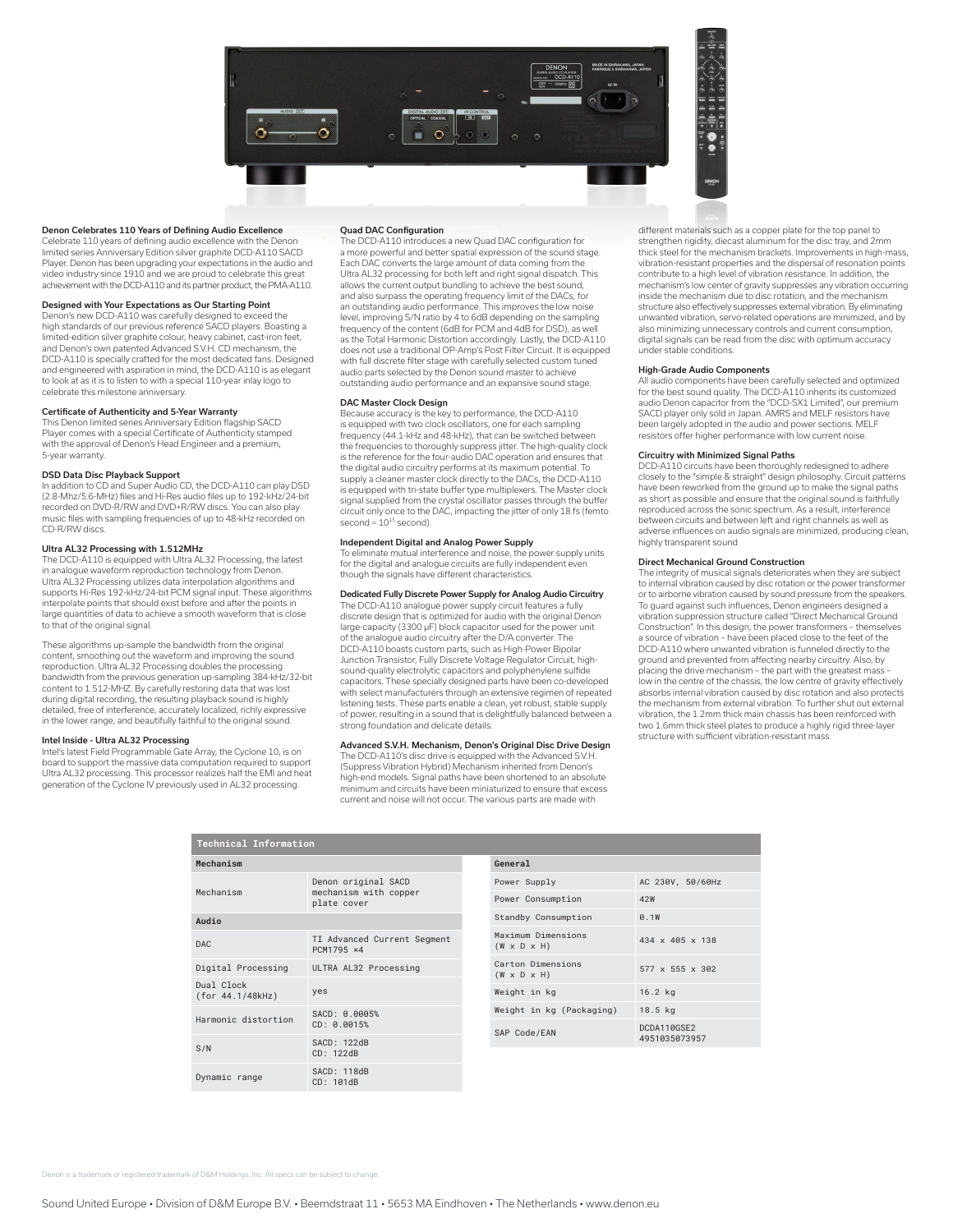### Denon Celebrates 110 Years of Defining Audio Excellence

Celebrate 110 years of defining audio excellence with the Denon limited series Anniversary Edition silver graphite DCD-A110 SACD Player. Denon has been upgrading your expectations in the audio and video industry since 1910 and we are proud to celebrate this great achievement with the DCD-A110 and its partner product, the PMA-A110.

### Designed with Your Expectations as Our Starting Point

Denon's new DCD-A110 was carefully designed to exceed the high standards of our previous reference SACD players. Boasting a limited-edition silver graphite colour, heavy cabinet, cast-iron feet, and Denon's own patented Advanced S.V.H. CD mechanism, the DCD-A110 is specially crafted for the most dedicated fans. Designed and engineered with aspiration in mind, the DCD-A110 is as elegant to look at as it is to listen to with a special 110-year inlay logo to celebrate this milestone anniversary.

### Certificate of Authenticity and 5-Year Warranty

This Denon limited series Anniversary Edition flagship SACD Player comes with a special Certificate of Authenticity stamped with the approval of Denon's Head Engineer and a premium, 5-year warranty.

### DSD Data Disc Playback Support

In addition to CD and Super Audio CD, the DCD-A110 can play DSD (2.8-Mhz/5.6-MHz) files and Hi-Res audio files up to 192-kHz/24-bit recorded on DVD-R/RW and DVD+R/RW discs. You can also play music files with sampling frequencies of up to 48-kHz recorded on CD-R/RW discs.

### Ultra AL32 Processing with 1.512MHz

The DCD-A110 is equipped with Ultra AL32 Processing, the latest in analogue waveform reproduction technology from Denon. Ultra AL32 Processing utilizes data interpolation algorithms and supports Hi-Res 192-kHz/24-bit PCM signal input. These algorithms interpolate points that should exist before and after the points in large quantities of data to achieve a smooth waveform that is close to that of the original signal.

These algorithms up-sample the bandwidth from the original content, smoothing out the waveform and improving the sound reproduction. Ultra AL32 Processing doubles the processing bandwidth from the previous generation up-sampling 384-kHz/32-bit content to 1.512-MHZ. By carefully restoring data that was lost during digital recording, the resulting playback sound is highly detailed, free of interference, accurately localized, richly expressive in the lower range, and beautifully faithful to the original sound.

### Intel Inside - Ultra AL32 Processing

Intel's latest Field Programmable Gate Array, the Cyclone 10, is on board to support the massive data computation required to support Ultra AL32 processing. This processor realizes half the EMI and heat generation of the Cyclone IV previously used in AL32 processing.

### Quad DAC Configuration

The DCD-A110 introduces a new Quad DAC configuration for a more powerful and better spatial expression of the sound stage. Each DAC converts the large amount of data coming from the Ultra AL32 processing for both left and right signal dispatch. This allows the current output bundling to achieve the best sound, and also surpass the operating frequency limit of the DACs, for an outstanding audio performance. This improves the low noise level, improving S/N ratio by 4 to 6dB depending on the sampling frequency of the content (6dB for PCM and 4dB for DSD), as well as the Total Harmonic Distortion accordingly. Lastly, the DCD-A110 does not use a traditional OP-Amp's Post Filter Circuit. It is equipped with full discrete filter stage with carefully selected custom tuned audio parts selected by the Denon sound master to achieve outstanding audio performance and an expansive sound stage.

### DAC Master Clock Design

Because accuracy is the key to performance, the DCD-A110 is equipped with two clock oscillators, one for each sampling frequency (44.1-kHz and 48-kHz), that can be switched between the frequencies to thoroughly suppress jitter. The high-quality clock is the reference for the four-audio DAC operation and ensures that the digital audio circuitry performs at its maximum potential. To supply a cleaner master clock directly to the DACs, the DCD-A110 is equipped with tri-state buffer type multiplexers. The Master clock signal supplied from the crystal oscillator passes through the buffer circuit only once to the DAC, impacting the jitter of only 18 fs (femto second = $10^{15}$ second).

### Independent Digital and Analog Power Supply

To eliminate mutual interference and noise, the power supply units for the digital and analogue circuits are fully independent even though the signals have different characteristics.

### Dedicated Fully Discrete Power Supply for Analog Audio Circuitry

The DCD-A110 analogue power supply circuit features a fully discrete design that is optimized for audio with the original Denon large-capacity (3300 µF) block capacitor used for the power unit of the analogue audio circuitry after the D/A converter. The DCD-A110 boasts custom parts, such as High-Power Bipolar Junction Transistor, Fully Discrete Voltage Regulator Circuit, high-sound-quality electrolytic capacitors and polyphenylene sulfide capacitors. These specially designed parts have been co-developed with select manufacturers through an extensive regimen of repeated listening tests. These parts enable a clean, yet robust, stable supply of power, resulting in a sound that is delightfully balanced between a strong foundation and delicate details.

### Advanced S.V.H. Mechanism, Denon's Original Disc Drive Design

The DCD-A110's disc drive is equipped with the Advanced S.V.H. (Suppress Vibration Hybrid) Mechanism inherited from Denon's high-end models. Signal paths have been shortened to an absolute minimum and circuits have been miniaturized to ensure that excess current and noise will not occur. The various parts are made with different materials such as a copper plate for the top panel to strengthen rigidity, diecast aluminum for the disc tray, and 2mm thick steel for the mechanism brackets. Improvements in high-mass, vibration-resistant properties and the dispersal of resonation points contribute to a high level of vibration resistance. In addition, the mechanism's low center of gravity suppresses any vibration occurring inside the mechanism due to disc rotation, and the mechanism structure also effectively suppresses external vibration. By eliminating unwanted vibration, servo-related operations are minimized, and by also minimizing unnecessary controls and current consumption, digital signals can be read from the disc with optimum accuracy under stable conditions.

### High-Grade Audio Components

All audio components have been carefully selected and optimized for the best sound quality. The DCD-A110 inherits its customized audio Denon capacitor from the "DCD-SX1 Limited", our premium SACD player only sold in Japan. AMRS and MELF resistors have been largely adopted in the audio and power sections. MELF resistors offer higher performance with low current noise.

### Circuitry with Minimized Signal Paths

DCD-A110 circuits have been thoroughly redesigned to adhere closely to the "simple & straight" design philosophy. Circuit patterns have been reworked from the ground up to make the signal paths as short as possible and ensure that the original sound is faithfully reproduced across the sonic spectrum. As a result, interference between circuits and between left and right channels as well as adverse influences on audio signals are minimized, producing clean, highly transparent sound

### Direct Mechanical Ground Construction

The integrity of musical signals deteriorates when they are subject to internal vibration caused by disc rotation or the power transformer or to airborne vibration caused by sound pressure from the speakers. To guard against such influences, Denon engineers designed a vibration suppression structure called "Direct Mechanical Ground Construction". In this design, the power transformers – themselves a source of vibration – have been placed close to the feet of the DCD-A110 where unwanted vibration is funneled directly to the ground and prevented from affecting nearby circuitry. Also, by placing the drive mechanism – the part with the greatest mass – low in the centre of the chassis, the low centre of gravity effectively absorbs internal vibration caused by disc rotation and also protects the mechanism from external vibration. To further shut out external vibration, the 1.2mm thick main chassis has been reinforced with two 1.6mm thick steel plates to produce a highly rigid three-layer structure with sufficient vibration-resistant mass.

## Technical Information

| Mechanism | |
|---|---|
| Mechanism | Denon original SACD mechanism with copper plate cover |
| **Audio** | |
| DAC | TI Advanced Current Segment PCM1795 ×4 |
| Digital Processing | ULTRA AL32 Processing |
| Dual Clock (for 44.1/48kHz) | yes |
| Harmonic distortion | SACD: 0.0005%<br>CD: 0.0015% |
| S/N | SACD: 122dB<br>CD: 122dB |
| Dynamic range | SACD: 118dB<br>CD: 101dB |

| General | |
|---|---|
| Power Supply | AC 230V, 50/60Hz |
| Power Consumption | 42W |
| Standby Consumption | 0.1W |
| Maximum Dimensions (W x D x H) | 434 x 405 x 138 |
| Carton Dimensions (W x D x H) | 577 x 555 x 302 |
| Weight in kg | 16.2 kg |
| Weight in kg (Packaging) | 18.5 kg |
| SAP Code/EAN | DCDA110GSE2<br>4951035073957 |

Denon is a trademark or registered trademark of D&M Holdings, Inc. All specs can be subject to change.

Sound United Europe • Division of D&M Europe B.V. • Beemdstraat 11 • 5653 MA Eindhoven • The Netherlands • www.denon.eu